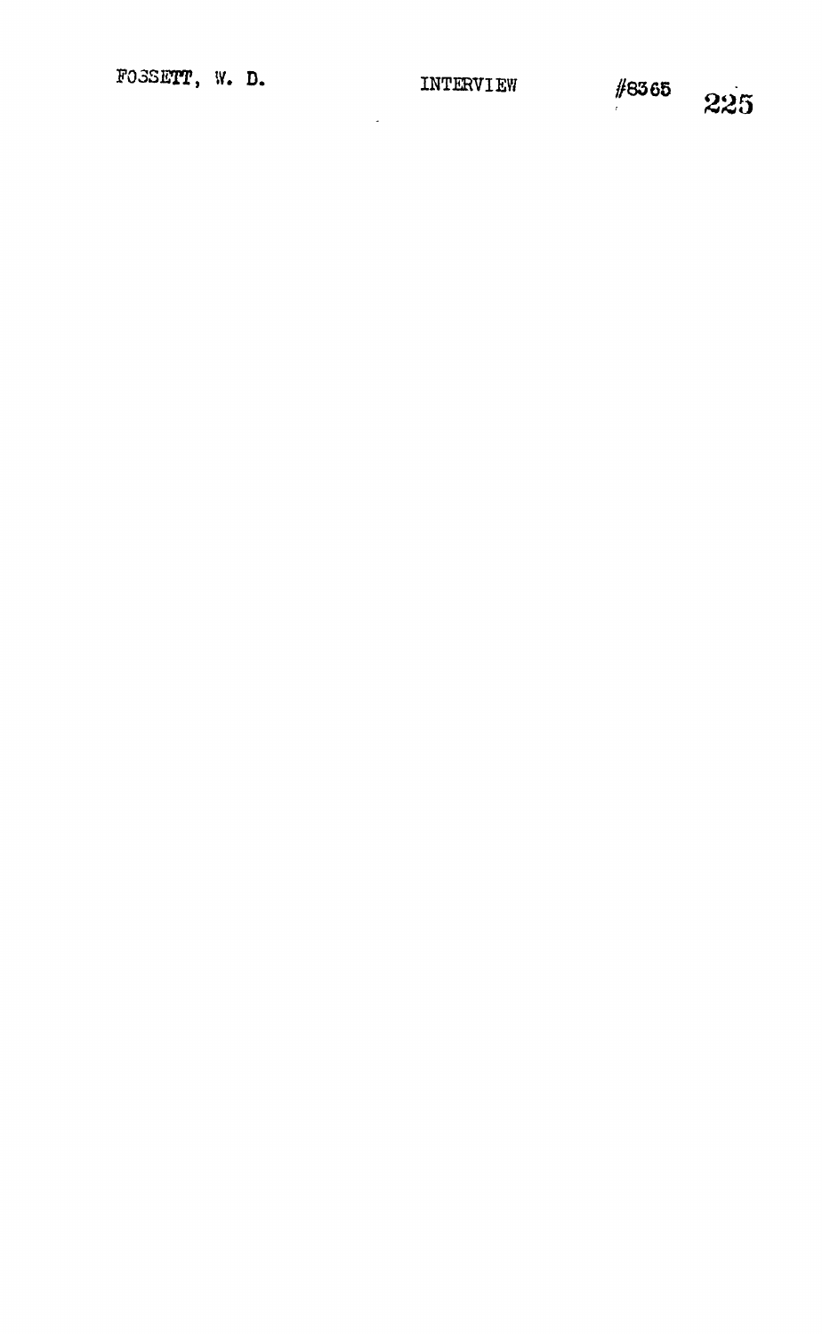FOSSETT, W. D. INTERVIEW #8365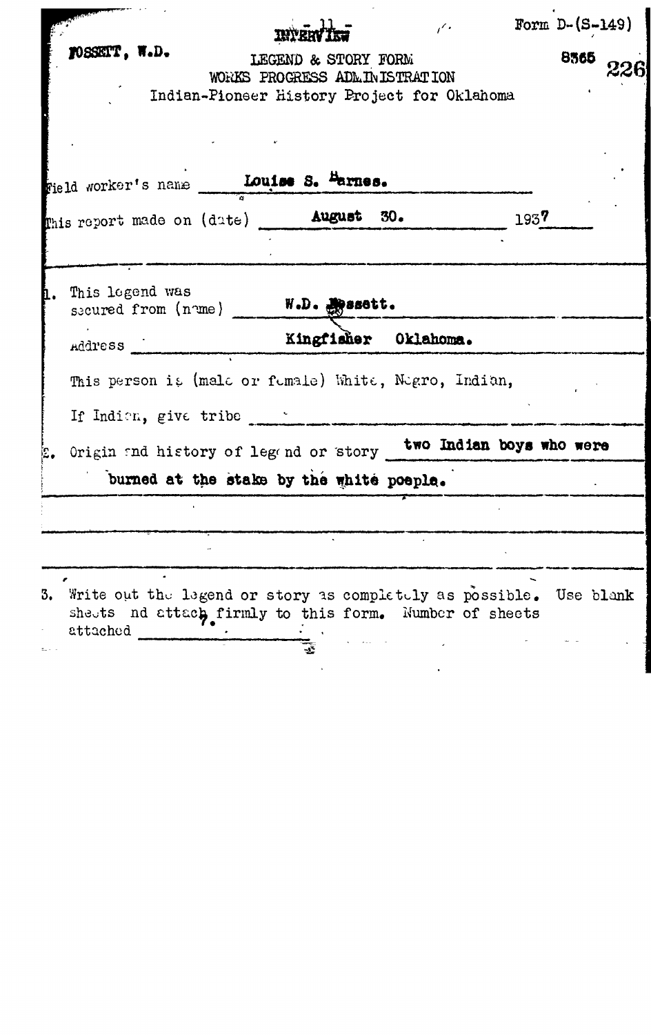FOSSETT, W.D.

INTERVIEW

Form D-(S-149)

LEGEND & STORY FORM
WORKS PROGRESS ADMINISTRATION
Indian-Pioneer History Project for Oklahoma

8365

Field worker's name: Louise S. Barnes.

This report made on (date): August 30. 1937

1. This legend was secured from (name): W.D. Fossett.

   Address: Kingfisher Oklahoma.

   This person is (male or female) White, Negro, Indian,

   If Indian, give tribe

2. Origin and history of legend or story: two Indian boys who were burned at the stake by the white poeple.

3. Write out the legend or story as completely as possible. Use blank sheets and attach firmly to this form. Number of sheets attached 7.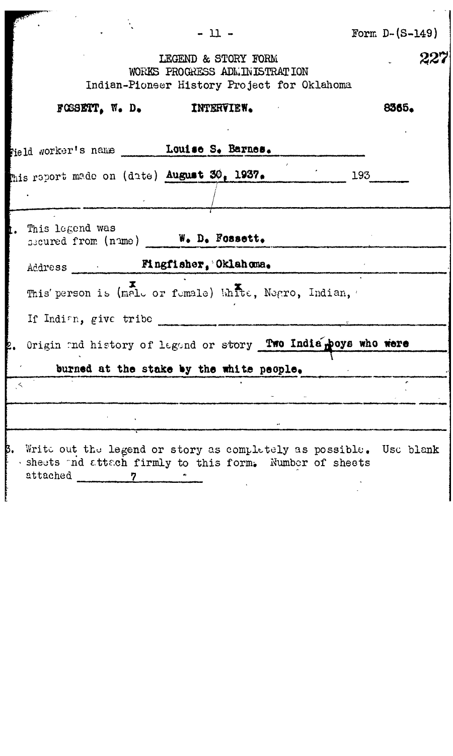Form D-(S-149)

227

LEGEND & STORY FORM
WORKS PROGRESS ADMINISTRATION
Indian-Pioneer History Project for Oklahoma

**FOSSETT, W. D. INTERVIEW. 8365.**

Field worker's name **Louise S. Barnes.**

This report made on (date) **August 30, 1937.** 193

1. This legend was secured from (name) **W. D. Fossett.**

   Address **Kingfisher, Oklahoma.**

   This person is (male or female) White, Negro, Indian,

   If Indian, give tribe

2. Origin and history of legend or story **Two Indian boys who were burned at the stake by the white people.**

3. Write out the legend or story as completely as possible. Use blank sheets and attach firmly to this form. Number of sheets attached **7**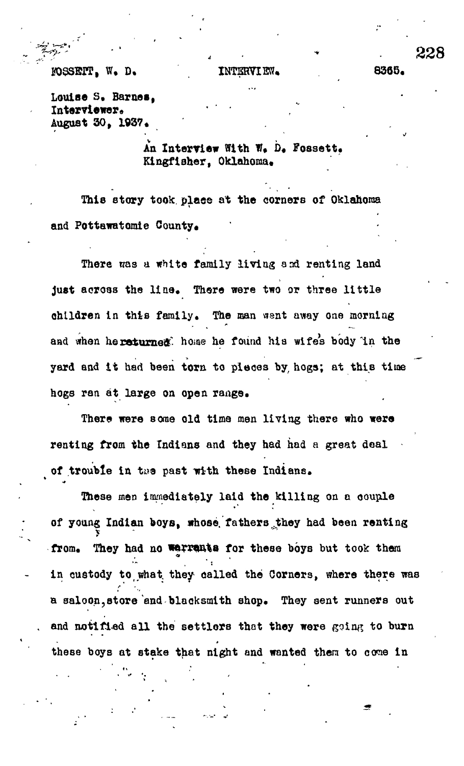FOSSETT, W. D. INTERVIEW. 8365.

Louise S. Barnes,
Interviewer.
August 30, 1937.

An Interview With W. D. Fossett.
Kingfisher, Oklahoma.

This story took place at the corners of Oklahoma and Pottawatomie County.

There was a white family living and renting land just across the line. There were two or three little children in this family. The man went away one morning and when he returned home he found his wife's body in the yard and it had been torn to pieces by hogs; at this time hogs ran at large on open range.

There were some old time men living there who were renting from the Indians and they had had a great deal of trouble in the past with these Indians.

These men immediately laid the killing on a couple of young Indian boys, whose fathers they had been renting from. They had no warrants for these boys but took them in custody to what they called the Corners, where there was a saloon, store and blacksmith shop. They sent runners out and notified all the settlers that they were going to burn these boys at stake that night and wanted them to come in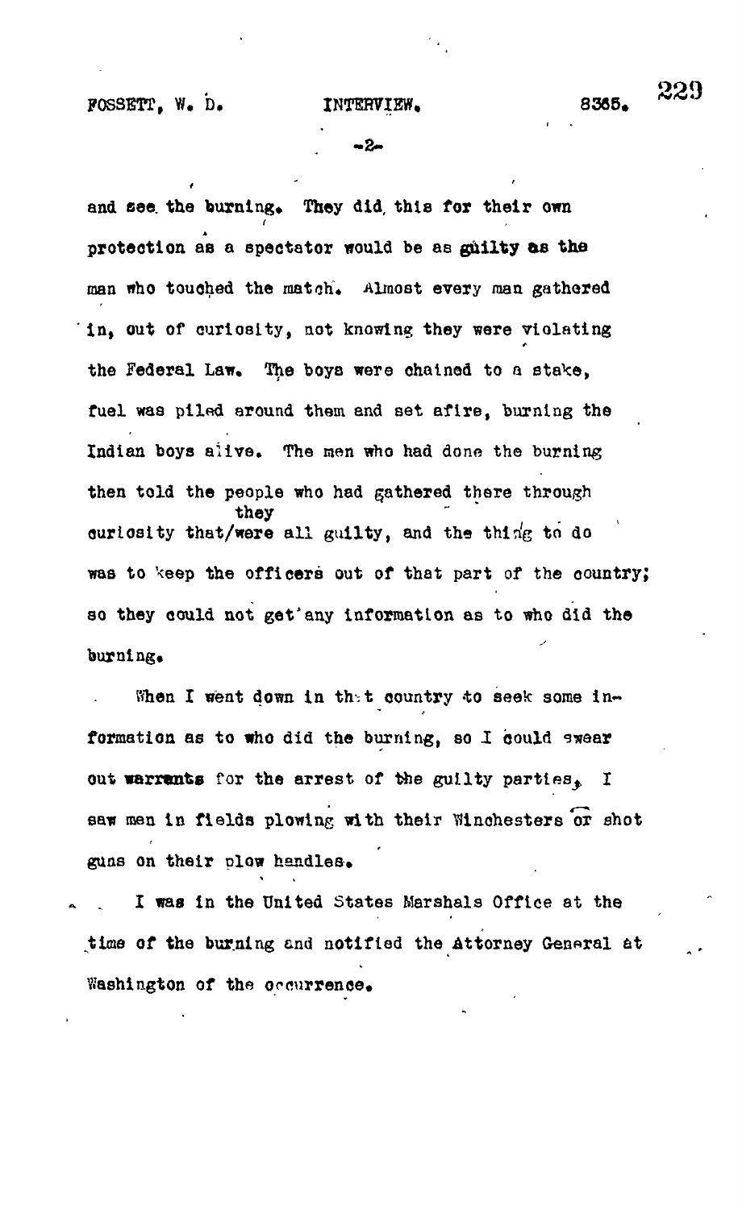and see the burning. They did this for their own protection as a spectator would be as guilty as the man who touched the match. Almost every man gathered in, out of curiosity, not knowing they were violating the Federal Law. The boys were chained to a stake, fuel was piled around them and set afire, burning the Indian boys alive. The men who had done the burning then told the people who had gathered there through curiosity that they were all guilty, and the thing to do was to keep the officers out of that part of the country; so they could not get any information as to who did the burning.

When I went down in that country to seek some information as to who did the burning, so I could swear out warrants for the arrest of the guilty parties, I saw men in fields plowing with their Winchesters or shot guns on their plow handles.

I was in the United States Marshals Office at the time of the burning and notified the Attorney General at Washington of the occurrence.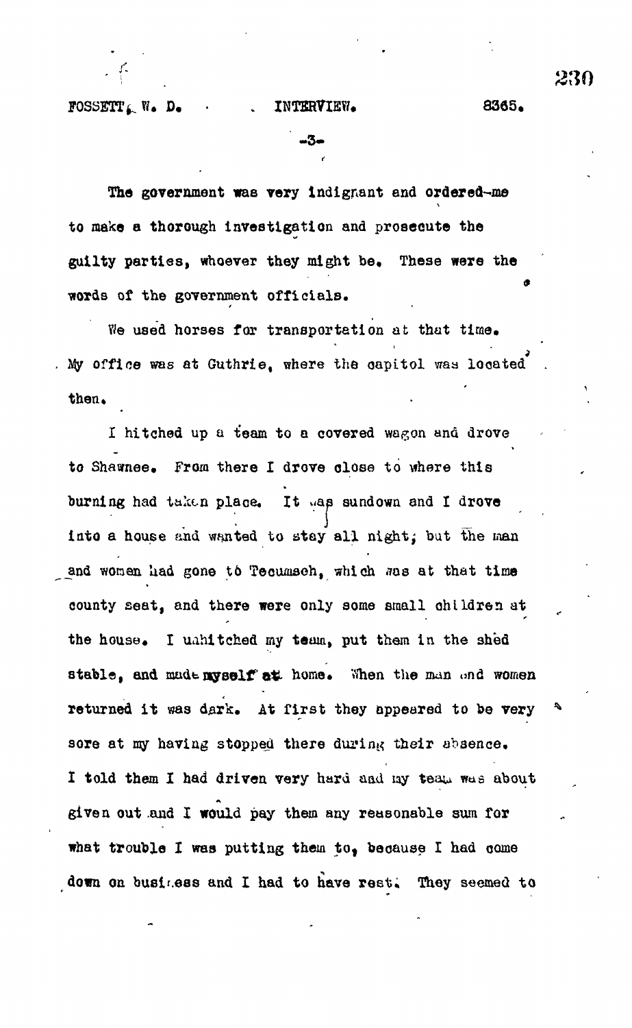The government was very indignant and ordered me to make a thorough investigation and prosecute the guilty parties, whoever they might be. These were the words of the government officials.

We used horses for transportation at that time. My office was at Guthrie, where the capitol was located then.

I hitched up a team to a covered wagon and drove to Shawnee. From there I drove close to where this burning had taken place. It was sundown and I drove into a house and wanted to stay all night; but the man and women had gone to Tecumseh, which was at that time county seat, and there were only some small children at the house. I unhitched my team, put them in the shed stable, and made myself at home. When the man and women returned it was dark. At first they appeared to be very sore at my having stopped there during their absence. I told them I had driven very hard and my team was about given out and I would pay them any reasonable sum for what trouble I was putting them to, because I had come down on business and I had to have rest. They seemed to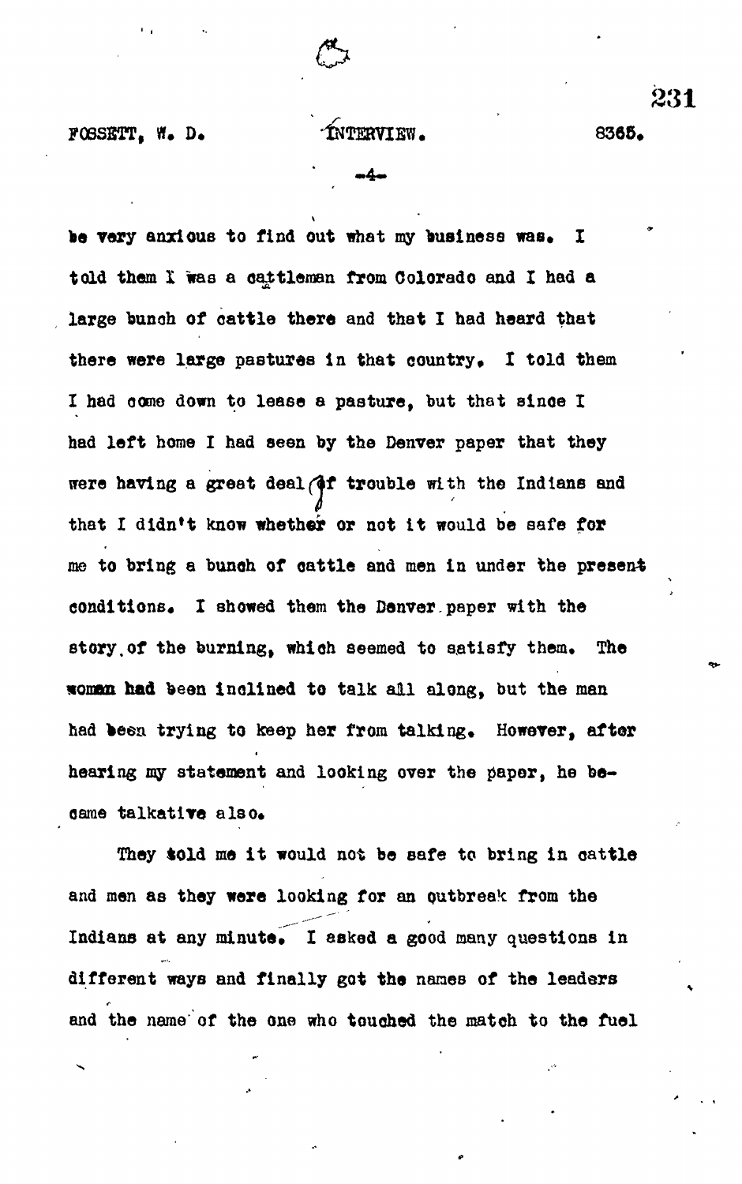be very anxious to find out what my business was. I told them I was a cattleman from Colorado and I had a large bunch of cattle there and that I had heard that there were large pastures in that country. I told them I had come down to lease a pasture, but that since I had left home I had seen by the Denver paper that they were having a great deal of trouble with the Indians and that I didn't know whether or not it would be safe for me to bring a bunch of cattle and men in under the present conditions. I showed them the Denver paper with the story of the burning, which seemed to satisfy them. The woman had been inclined to talk all along, but the man had been trying to keep her from talking. However, after hearing my statement and looking over the paper, he became talkative also.

They told me it would not be safe to bring in cattle and men as they were looking for an outbreak from the Indians at any minute. I asked a good many questions in different ways and finally got the names of the leaders and the name of the one who touched the match to the fuel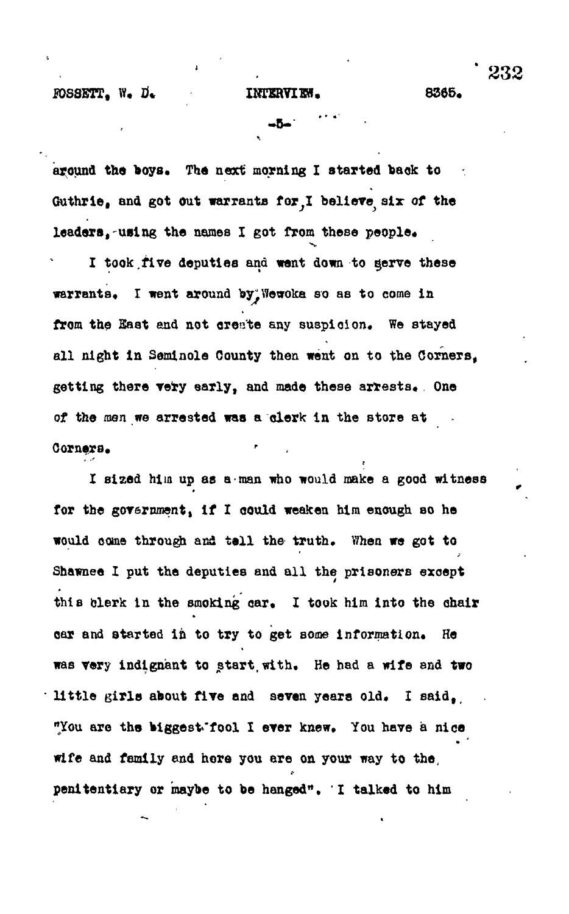around the boys. The next morning I started back to Guthrie, and got out warrants for, I believe, six of the leaders, using the names I got from these people.

I took five deputies and went down to serve these warrants. I went around by Wewoka so as to come in from the East and not create any suspicion. We stayed all night in Seminole County then went on to the Corners, getting there very early, and made these arrests. One of the men we arrested was a clerk in the store at Corners.

I sized him up as a man who would make a good witness for the government, if I could weaken him enough so he would come through and tell the truth. When we got to Shawnee I put the deputies and all the prisoners except this clerk in the smoking car. I took him into the chair car and started in to try to get some information. He was very indignant to start with. He had a wife and two little girls about five and seven years old. I said, "You are the biggest fool I ever knew. You have a nice wife and family and here you are on your way to the penitentiary or maybe to be hanged". I talked to him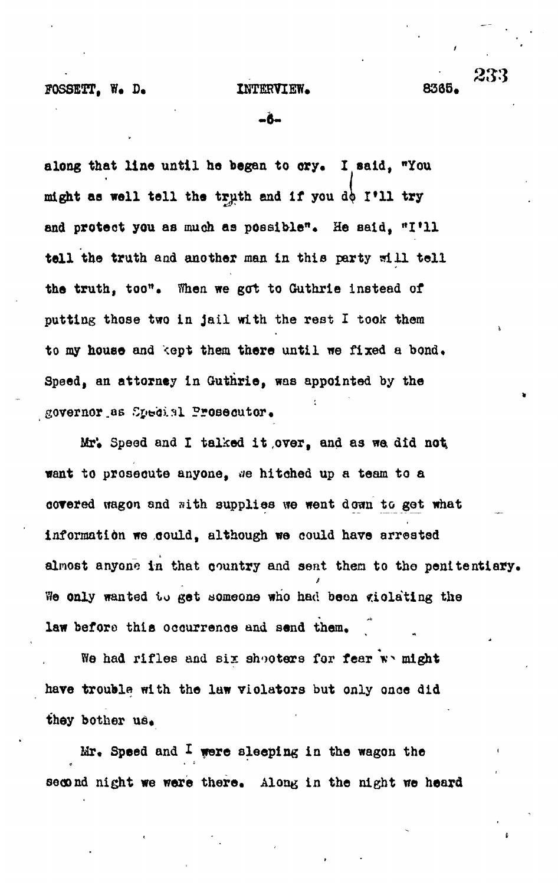along that line until he began to cry. I said, "You might as well tell the truth and if you do I'll try and protect you as much as possible". He said, "I'll tell the truth and another man in this party will tell the truth, too". When we got to Guthrie instead of putting those two in jail with the rest I took them to my house and kept them there until we fixed a bond. Speed, an attorney in Guthrie, was appointed by the governor as Special Prosecutor.

Mr. Speed and I talked it over, and as we did not want to prosecute anyone, we hitched up a team to a covered wagon and with supplies we went down to get what information we could, although we could have arrested almost anyone in that country and sent them to the penitentiary. We only wanted to get someone who had been violating the law before this occurrence and send them.

We had rifles and six shooters for fear we might have trouble with the law violators but only once did they bother us.

Mr. Speed and I were sleeping in the wagon the second night we were there. Along in the night we heard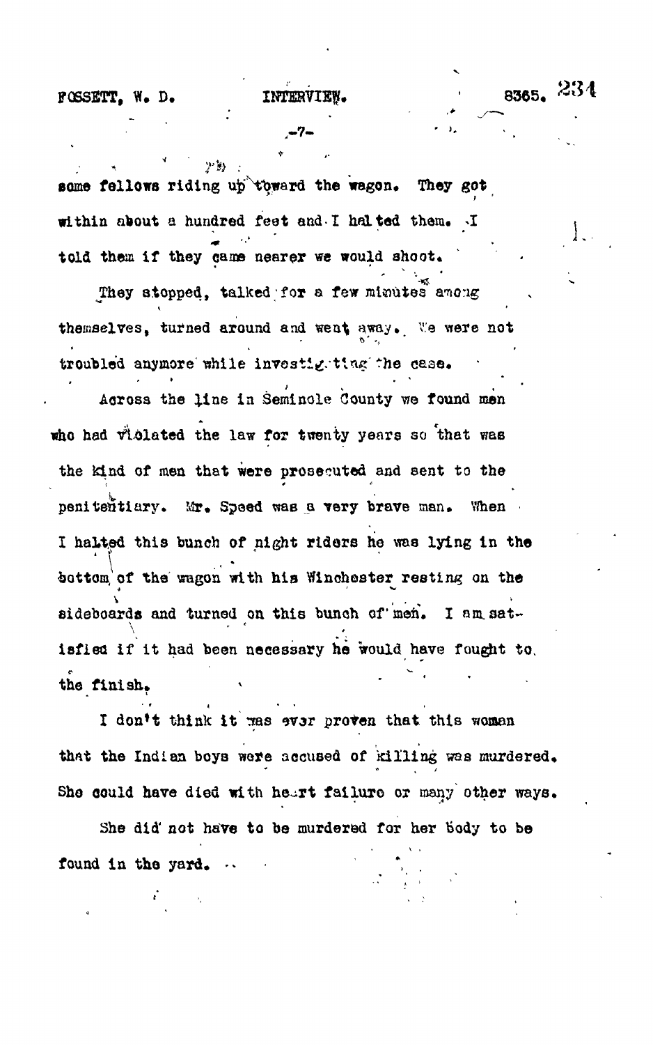some fellows riding up toward the wagon. They got within about a hundred feet and I halted them. I told them if they came nearer we would shoot.

They stopped, talked for a few minutes among themselves, turned around and went away. We were not troubled anymore while investigating the case.

Across the line in Seminole County we found men who had violated the law for twenty years so that was the kind of men that were prosecuted and sent to the penitentiary. Mr. Speed was a very brave man. When I halted this bunch of night riders he was lying in the bottom of the wagon with his Winchester resting on the sideboards and turned on this bunch of men. I am satisfied if it had been necessary he would have fought to the finish.

I don't think it was ever proven that this woman that the Indian boys were accused of killing was murdered. She could have died with heart failure or many other ways.

She did not have to be murdered for her body to be found in the yard.